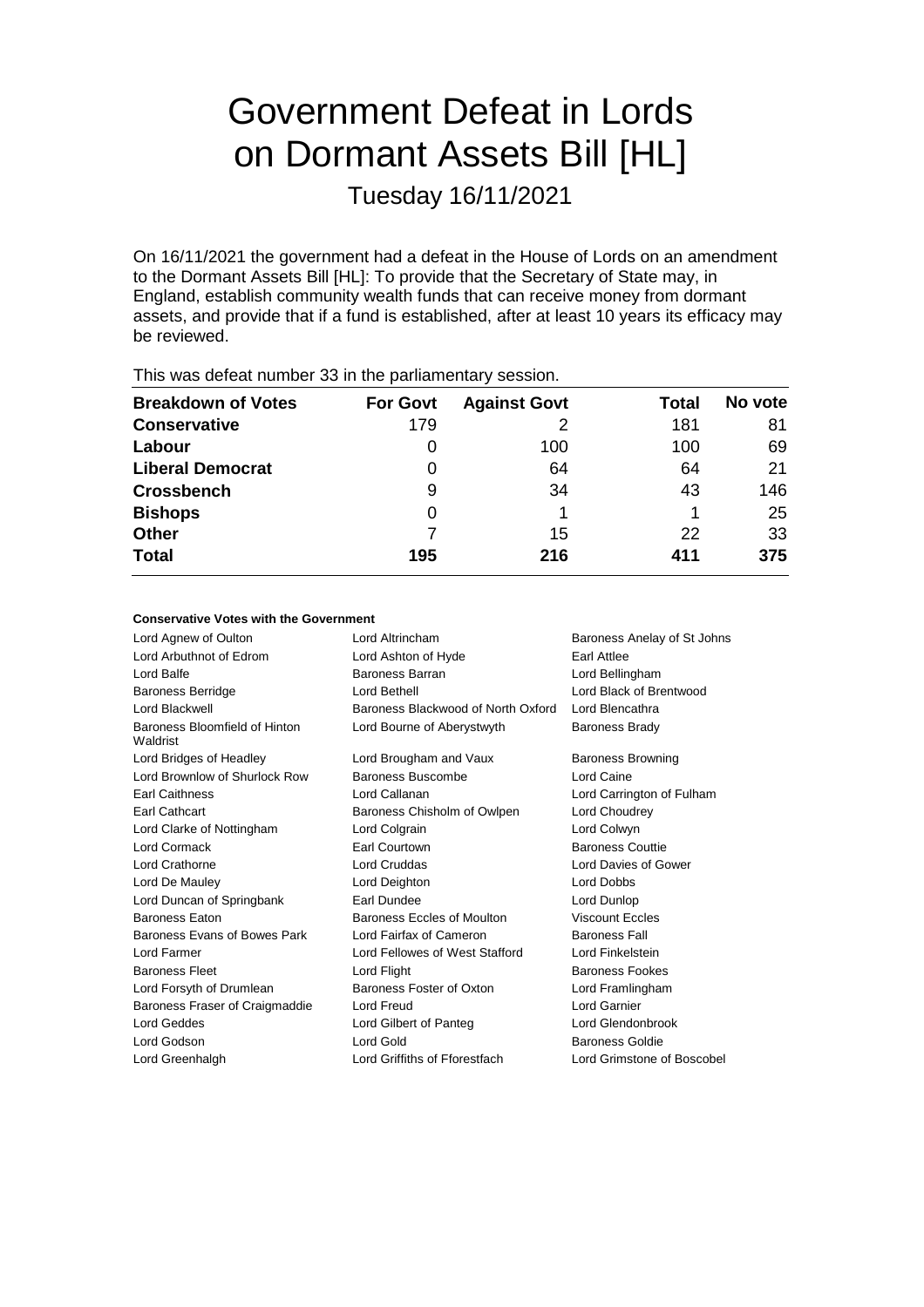# Government Defeat in Lords on Dormant Assets Bill [HL]

Tuesday 16/11/2021

On 16/11/2021 the government had a defeat in the House of Lords on an amendment to the Dormant Assets Bill [HL]: To provide that the Secretary of State may, in England, establish community wealth funds that can receive money from dormant assets, and provide that if a fund is established, after at least 10 years its efficacy may be reviewed.

This was defeat number 33 in the parliamentary session.

| Breakdown of Votes | For Govt | Against Govt | Total | No vote |
|---|---|---|---|---|
| **Conservative** | 179 | 2 | 181 | 81 |
| **Labour** | 0 | 100 | 100 | 69 |
| **Liberal Democrat** | 0 | 64 | 64 | 21 |
| **Crossbench** | 9 | 34 | 43 | 146 |
| **Bishops** | 0 | 1 | 1 | 25 |
| **Other** | 7 | 15 | 22 | 33 |
| **Total** | **195** | **216** | **411** | **375** |

#### Conservative Votes with the Government

| | | |
|---|---|---|
| Lord Agnew of Oulton | Lord Altrincham | Baroness Anelay of St Johns |
| Lord Arbuthnot of Edrom | Lord Ashton of Hyde | Earl Attlee |
| Lord Balfe | Baroness Barran | Lord Bellingham |
| Baroness Berridge | Lord Bethell | Lord Black of Brentwood |
| Lord Blackwell | Baroness Blackwood of North Oxford | Lord Blencathra |
| Baroness Bloomfield of Hinton Waldrist | Lord Bourne of Aberystwyth | Baroness Brady |
| Lord Bridges of Headley | Lord Brougham and Vaux | Baroness Browning |
| Lord Brownlow of Shurlock Row | Baroness Buscombe | Lord Caine |
| Earl Caithness | Lord Callanan | Lord Carrington of Fulham |
| Earl Cathcart | Baroness Chisholm of Owlpen | Lord Choudrey |
| Lord Clarke of Nottingham | Lord Colgrain | Lord Colwyn |
| Lord Cormack | Earl Courtown | Baroness Couttie |
| Lord Crathorne | Lord Cruddas | Lord Davies of Gower |
| Lord De Mauley | Lord Deighton | Lord Dobbs |
| Lord Duncan of Springbank | Earl Dundee | Lord Dunlop |
| Baroness Eaton | Baroness Eccles of Moulton | Viscount Eccles |
| Baroness Evans of Bowes Park | Lord Fairfax of Cameron | Baroness Fall |
| Lord Farmer | Lord Fellowes of West Stafford | Lord Finkelstein |
| Baroness Fleet | Lord Flight | Baroness Fookes |
| Lord Forsyth of Drumlean | Baroness Foster of Oxton | Lord Framlingham |
| Baroness Fraser of Craigmaddie | Lord Freud | Lord Garnier |
| Lord Geddes | Lord Gilbert of Panteg | Lord Glendonbrook |
| Lord Godson | Lord Gold | Baroness Goldie |
| Lord Greenhalgh | Lord Griffiths of Fforestfach | Lord Grimstone of Boscobel |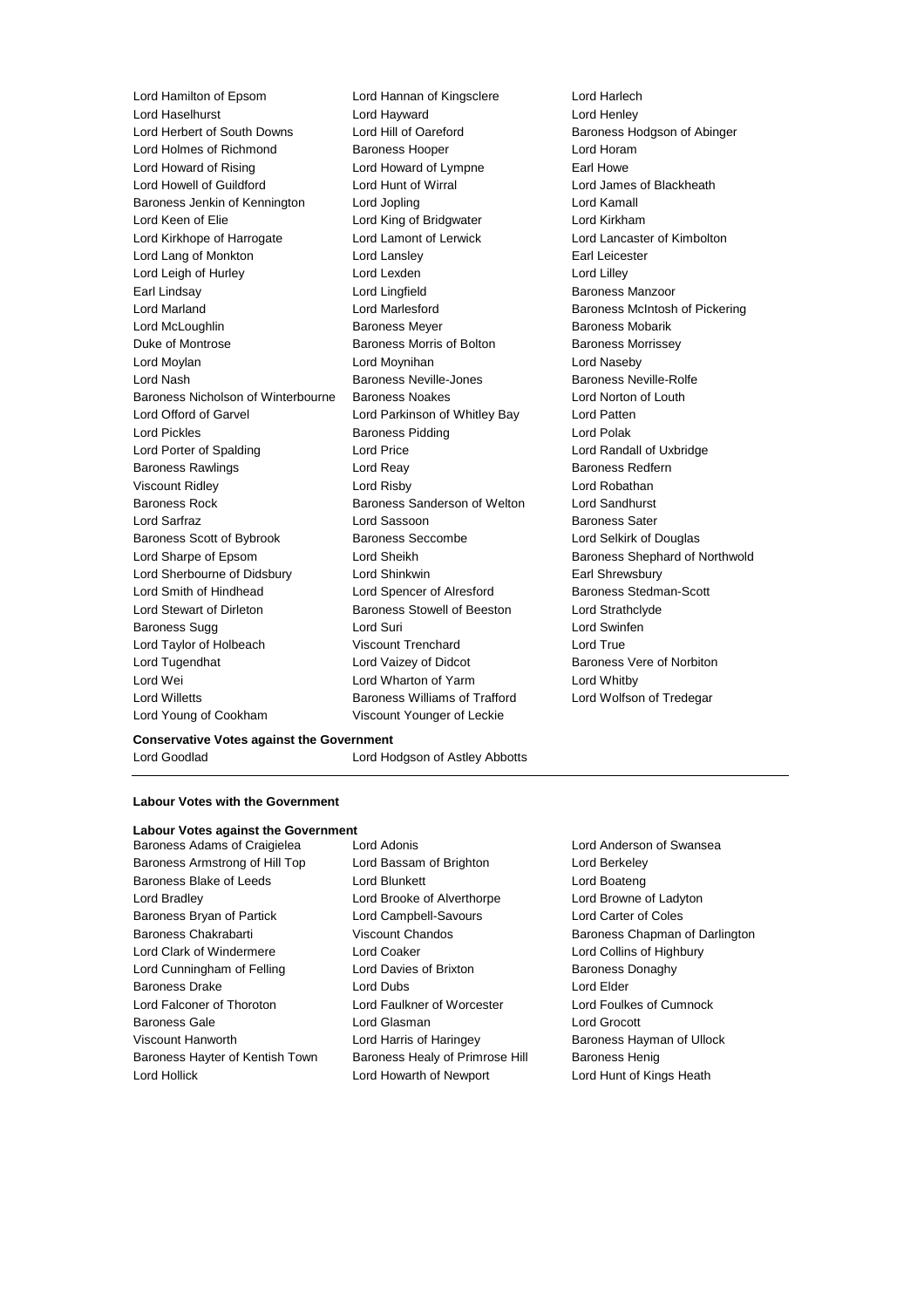Lord Hamilton of Epsom
Lord Hannan of Kingsclere
Lord Harlech
Lord Haselhurst
Lord Hayward
Lord Henley
Lord Herbert of South Downs
Lord Hill of Oareford
Baroness Hodgson of Abinger
Lord Holmes of Richmond
Baroness Hooper
Lord Horam
Lord Howard of Rising
Lord Howard of Lympne
Earl Howe
Lord Howell of Guildford
Lord Hunt of Wirral
Lord James of Blackheath
Baroness Jenkin of Kennington
Lord Jopling
Lord Kamall
Lord Keen of Elie
Lord King of Bridgwater
Lord Kirkham
Lord Kirkhope of Harrogate
Lord Lamont of Lerwick
Lord Lancaster of Kimbolton
Lord Lang of Monkton
Lord Lansley
Earl Leicester
Lord Leigh of Hurley
Lord Lexden
Lord Lilley
Earl Lindsay
Lord Lingfield
Baroness Manzoor
Lord Marland
Lord Marlesford
Baroness McIntosh of Pickering
Lord McLoughlin
Baroness Meyer
Baroness Mobarik
Duke of Montrose
Baroness Morris of Bolton
Baroness Morrissey
Lord Moylan
Lord Moynihan
Lord Naseby
Lord Nash
Baroness Neville-Jones
Baroness Neville-Rolfe
Baroness Nicholson of Winterbourne
Baroness Noakes
Lord Norton of Louth
Lord Offord of Garvel
Lord Parkinson of Whitley Bay
Lord Patten
Lord Pickles
Baroness Pidding
Lord Polak
Lord Porter of Spalding
Lord Price
Lord Randall of Uxbridge
Baroness Rawlings
Lord Reay
Baroness Redfern
Viscount Ridley
Lord Risby
Lord Robathan
Baroness Rock
Baroness Sanderson of Welton
Lord Sandhurst
Lord Sarfraz
Lord Sassoon
Baroness Sater
Baroness Scott of Bybrook
Baroness Seccombe
Lord Selkirk of Douglas
Lord Sharpe of Epsom
Lord Sheikh
Baroness Shephard of Northwold
Lord Sherbourne of Didsbury
Lord Shinkwin
Earl Shrewsbury
Lord Smith of Hindhead
Lord Spencer of Alresford
Baroness Stedman-Scott
Lord Stewart of Dirleton
Baroness Stowell of Beeston
Lord Strathclyde
Baroness Sugg
Lord Suri
Lord Swinfen
Lord Taylor of Holbeach
Viscount Trenchard
Lord True
Lord Tugendhat
Lord Vaizey of Didcot
Baroness Vere of Norbiton
Lord Wei
Lord Wharton of Yarm
Lord Whitby
Lord Willetts
Baroness Williams of Trafford
Lord Wolfson of Tredegar
Lord Young of Cookham
Viscount Younger of Leckie

**Conservative Votes against the Government**

Lord Goodlad
Lord Hodgson of Astley Abbotts

**Labour Votes with the Government**

**Labour Votes against the Government**

Baroness Adams of Craigielea
Lord Adonis
Lord Anderson of Swansea
Baroness Armstrong of Hill Top
Lord Bassam of Brighton
Lord Berkeley
Baroness Blake of Leeds
Lord Blunkett
Lord Boateng
Lord Bradley
Lord Brooke of Alverthorpe
Lord Browne of Ladyton
Baroness Bryan of Partick
Lord Campbell-Savours
Lord Carter of Coles
Baroness Chakrabarti
Viscount Chandos
Baroness Chapman of Darlington
Lord Clark of Windermere
Lord Coaker
Lord Collins of Highbury
Lord Cunningham of Felling
Lord Davies of Brixton
Baroness Donaghy
Baroness Drake
Lord Dubs
Lord Elder
Lord Falconer of Thoroton
Lord Faulkner of Worcester
Lord Foulkes of Cumnock
Baroness Gale
Lord Glasman
Lord Grocott
Viscount Hanworth
Lord Harris of Haringey
Baroness Hayman of Ullock
Baroness Hayter of Kentish Town
Baroness Healy of Primrose Hill
Baroness Henig
Lord Hollick
Lord Howarth of Newport
Lord Hunt of Kings Heath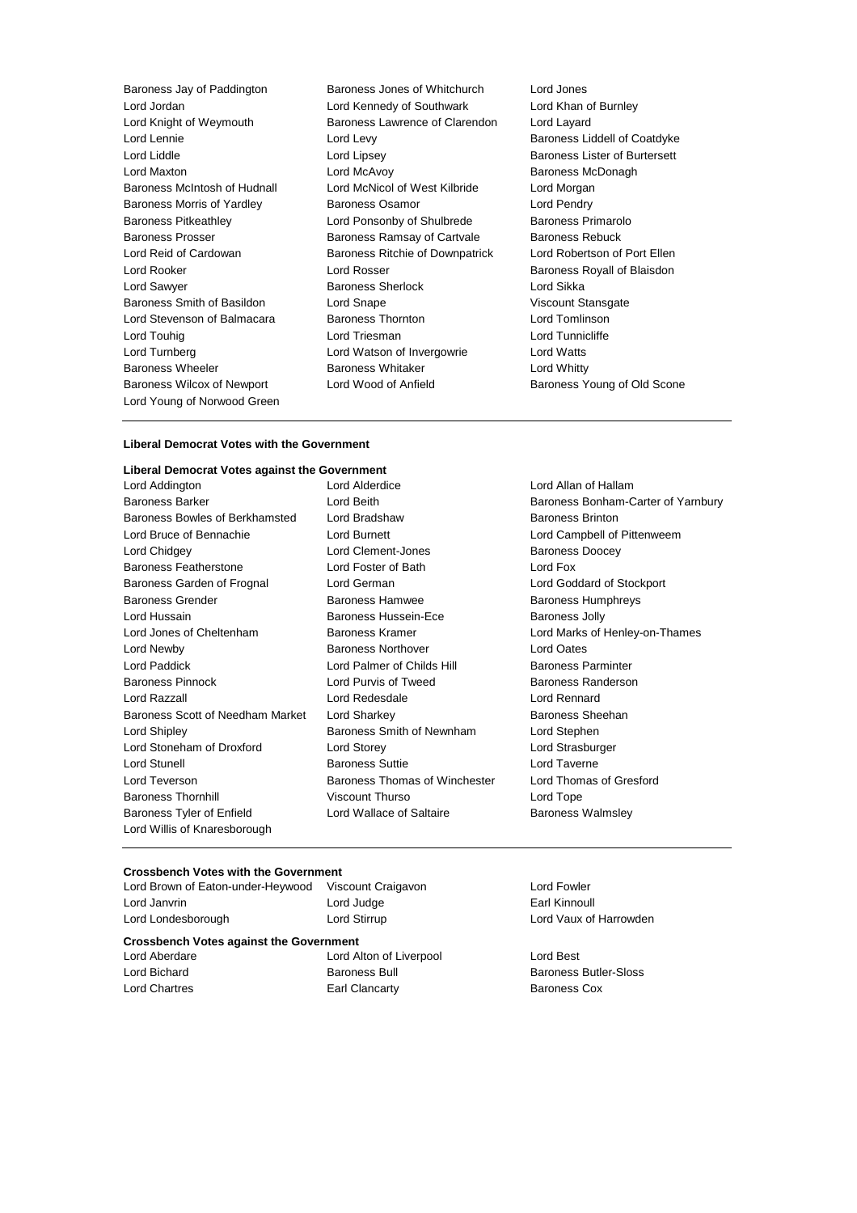Baroness Jay of Paddington
Baroness Jones of Whitchurch
Lord Jones
Lord Jordan
Lord Kennedy of Southwark
Lord Khan of Burnley
Lord Knight of Weymouth
Baroness Lawrence of Clarendon
Lord Layard
Lord Lennie
Lord Levy
Baroness Liddell of Coatdyke
Lord Liddle
Lord Lipsey
Baroness Lister of Burtersett
Lord Maxton
Lord McAvoy
Baroness McDonagh
Baroness McIntosh of Hudnall
Lord McNicol of West Kilbride
Lord Morgan
Baroness Morris of Yardley
Baroness Osamor
Lord Pendry
Baroness Pitkeathley
Lord Ponsonby of Shulbrede
Baroness Primarolo
Baroness Prosser
Baroness Ramsay of Cartvale
Baroness Rebuck
Lord Reid of Cardowan
Baroness Ritchie of Downpatrick
Lord Robertson of Port Ellen
Lord Rooker
Lord Rosser
Baroness Royall of Blaisdon
Lord Sawyer
Baroness Sherlock
Lord Sikka
Baroness Smith of Basildon
Lord Snape
Viscount Stansgate
Lord Stevenson of Balmacara
Baroness Thornton
Lord Tomlinson
Lord Touhig
Lord Triesman
Lord Tunnicliffe
Lord Turnberg
Lord Watson of Invergowrie
Lord Watts
Baroness Wheeler
Baroness Whitaker
Lord Whitty
Baroness Wilcox of Newport
Lord Wood of Anfield
Baroness Young of Old Scone
Lord Young of Norwood Green

---

**Liberal Democrat Votes with the Government**

**Liberal Democrat Votes against the Government**

Lord Addington
Lord Alderdice
Lord Allan of Hallam
Baroness Barker
Lord Beith
Baroness Bonham-Carter of Yarnbury
Baroness Bowles of Berkhamsted
Lord Bradshaw
Baroness Brinton
Lord Bruce of Bennachie
Lord Burnett
Lord Campbell of Pittenweem
Lord Chidgey
Lord Clement-Jones
Baroness Doocey
Baroness Featherstone
Lord Foster of Bath
Lord Fox
Baroness Garden of Frognal
Lord German
Lord Goddard of Stockport
Baroness Grender
Baroness Hamwee
Baroness Humphreys
Lord Hussain
Baroness Hussein-Ece
Baroness Jolly
Lord Jones of Cheltenham
Baroness Kramer
Lord Marks of Henley-on-Thames
Lord Newby
Baroness Northover
Lord Oates
Lord Paddick
Lord Palmer of Childs Hill
Baroness Parminter
Baroness Pinnock
Lord Purvis of Tweed
Baroness Randerson
Lord Razzall
Lord Redesdale
Lord Rennard
Baroness Scott of Needham Market
Lord Sharkey
Baroness Sheehan
Lord Shipley
Baroness Smith of Newnham
Lord Stephen
Lord Stoneham of Droxford
Lord Storey
Lord Strasburger
Lord Stunell
Baroness Suttie
Lord Taverne
Lord Teverson
Baroness Thomas of Winchester
Lord Thomas of Gresford
Baroness Thornhill
Viscount Thurso
Lord Tope
Baroness Tyler of Enfield
Lord Wallace of Saltaire
Baroness Walmsley
Lord Willis of Knaresborough

---

**Crossbench Votes with the Government**

Lord Brown of Eaton-under-Heywood
Viscount Craigavon
Lord Fowler
Lord Janvrin
Lord Judge
Earl Kinnoull
Lord Londesborough
Lord Stirrup
Lord Vaux of Harrowden

**Crossbench Votes against the Government**

Lord Aberdare
Lord Alton of Liverpool
Lord Best
Lord Bichard
Baroness Bull
Baroness Butler-Sloss
Lord Chartres
Earl Clancarty
Baroness Cox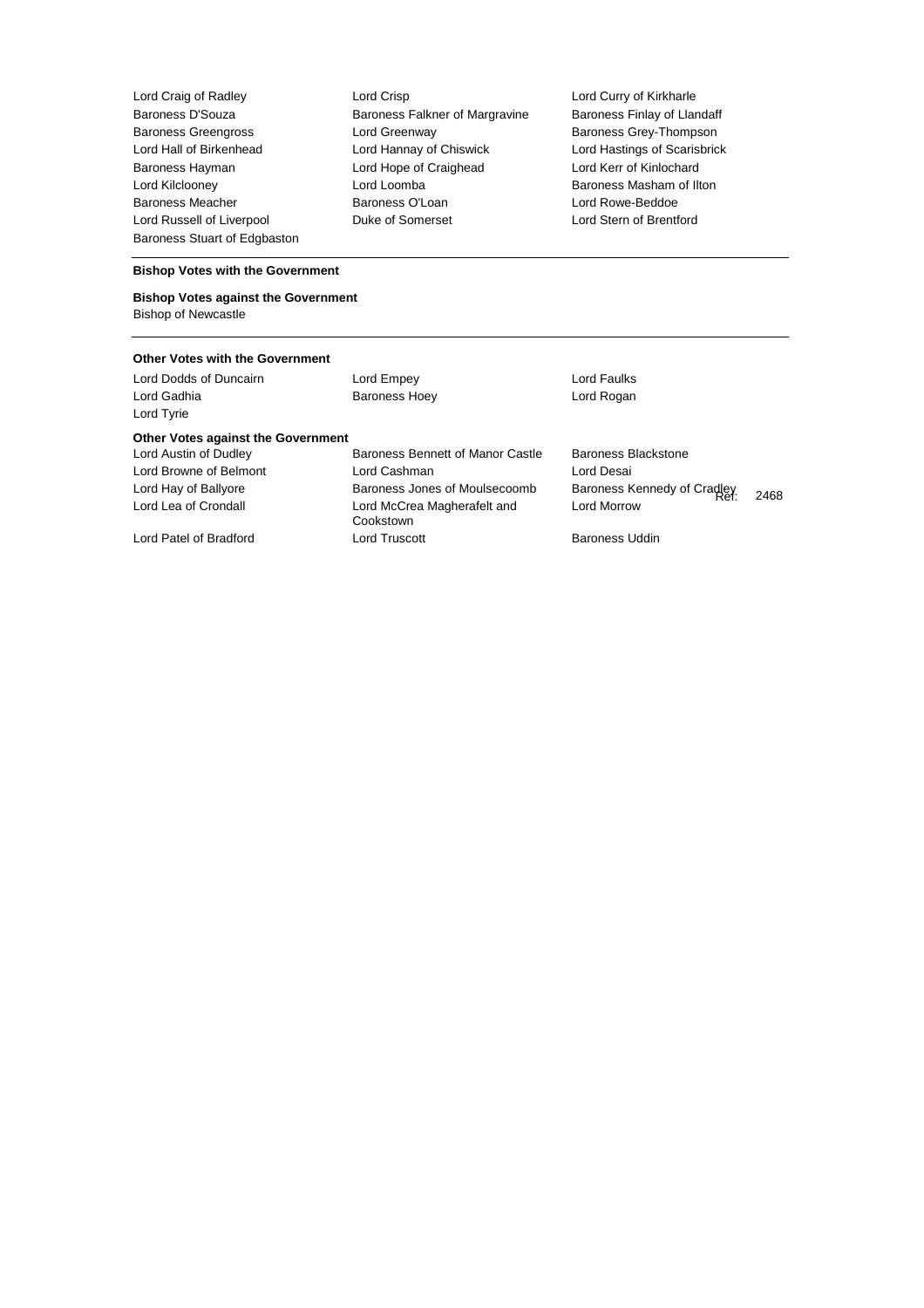Lord Craig of Radley
Lord Crisp
Lord Curry of Kirkharle
Baroness D'Souza
Baroness Falkner of Margravine
Baroness Finlay of Llandaff
Baroness Greengross
Lord Greenway
Baroness Grey-Thompson
Lord Hall of Birkenhead
Lord Hannay of Chiswick
Lord Hastings of Scarisbrick
Baroness Hayman
Lord Hope of Craighead
Lord Kerr of Kinlochard
Lord Kilclooney
Lord Loomba
Baroness Masham of Ilton
Baroness Meacher
Baroness O'Loan
Lord Rowe-Beddoe
Lord Russell of Liverpool
Duke of Somerset
Lord Stern of Brentford
Baroness Stuart of Edgbaston

**Bishop Votes with the Government**

**Bishop Votes against the Government**

Bishop of Newcastle

**Other Votes with the Government**

Lord Dodds of Duncairn
Lord Empey
Lord Faulks
Lord Gadhia
Baroness Hoey
Lord Rogan
Lord Tyrie

**Other Votes against the Government**

Lord Austin of Dudley
Baroness Bennett of Manor Castle
Baroness Blackstone
Lord Browne of Belmont
Lord Cashman
Lord Desai
Lord Hay of Ballyore
Baroness Jones of Moulsecoomb
Baroness Kennedy of Cradley
Lord Lea of Crondall
Lord McCrea Magherafelt and Cookstown
Lord Morrow
Lord Patel of Bradford
Lord Truscott
Baroness Uddin

Ref: 2468